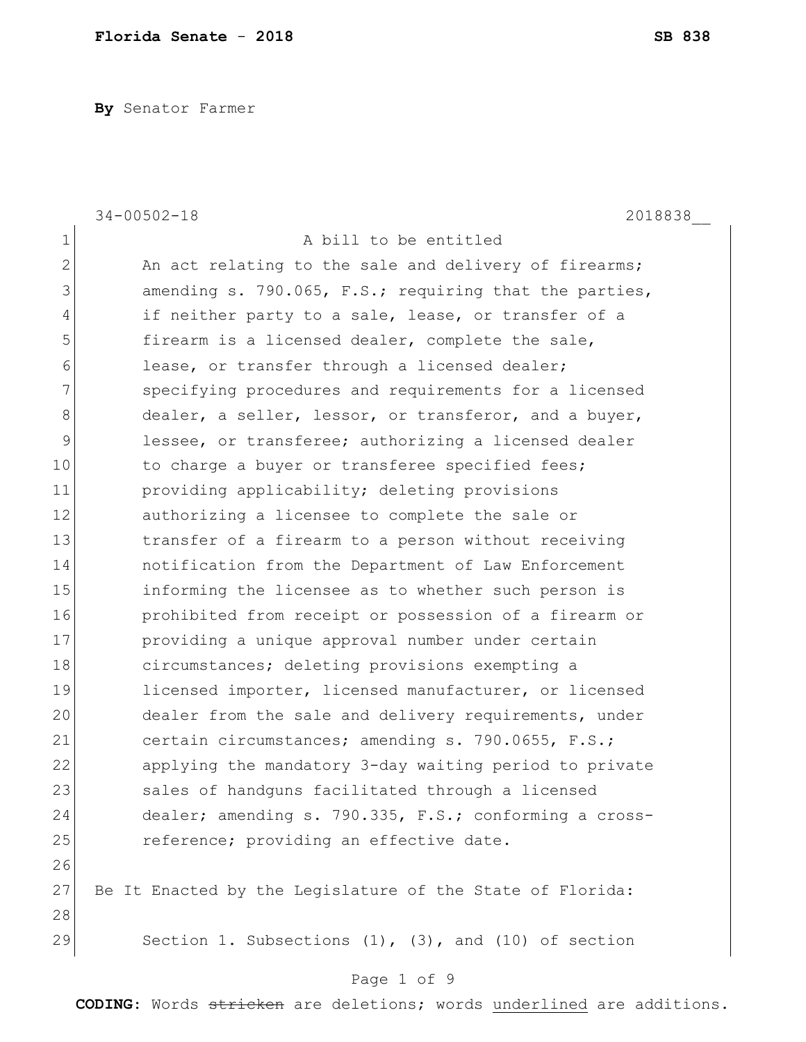**Florida Senate - 2018** **SB 838**

**By** Senator Farmer

34-00502-18 2018838__

A bill to be entitled

An act relating to the sale and delivery of firearms; amending s. 790.065, F.S.; requiring that the parties, if neither party to a sale, lease, or transfer of a firearm is a licensed dealer, complete the sale, lease, or transfer through a licensed dealer; specifying procedures and requirements for a licensed dealer, a seller, lessor, or transferor, and a buyer, lessee, or transferee; authorizing a licensed dealer to charge a buyer or transferee specified fees; providing applicability; deleting provisions authorizing a licensee to complete the sale or transfer of a firearm to a person without receiving notification from the Department of Law Enforcement informing the licensee as to whether such person is prohibited from receipt or possession of a firearm or providing a unique approval number under certain circumstances; deleting provisions exempting a licensed importer, licensed manufacturer, or licensed dealer from the sale and delivery requirements, under certain circumstances; amending s. 790.0655, F.S.; applying the mandatory 3-day waiting period to private sales of handguns facilitated through a licensed dealer; amending s. 790.335, F.S.; conforming a cross-reference; providing an effective date.

Be It Enacted by the Legislature of the State of Florida:

Section 1. Subsections (1), (3), and (10) of section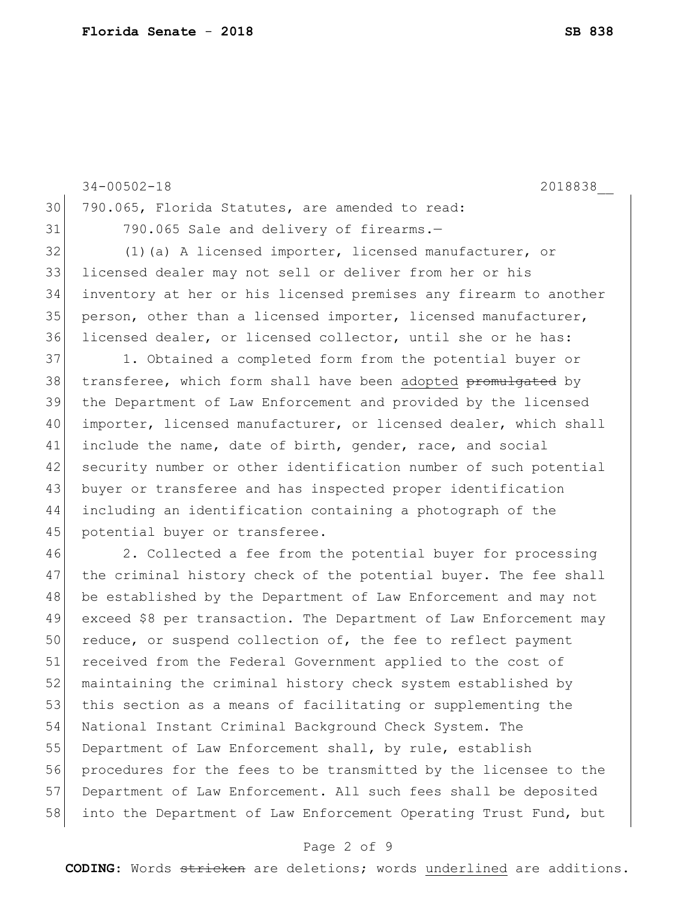790.065, Florida Statutes, are amended to read:

790.065 Sale and delivery of firearms.—

(1)(a) A licensed importer, licensed manufacturer, or licensed dealer may not sell or deliver from her or his inventory at her or his licensed premises any firearm to another person, other than a licensed importer, licensed manufacturer, licensed dealer, or licensed collector, until she or he has:

1. Obtained a completed form from the potential buyer or transferee, which form shall have been <u>adopted</u> ~~promulgated~~ by the Department of Law Enforcement and provided by the licensed importer, licensed manufacturer, or licensed dealer, which shall include the name, date of birth, gender, race, and social security number or other identification number of such potential buyer or transferee and has inspected proper identification including an identification containing a photograph of the potential buyer or transferee.

2. Collected a fee from the potential buyer for processing the criminal history check of the potential buyer. The fee shall be established by the Department of Law Enforcement and may not exceed $8 per transaction. The Department of Law Enforcement may reduce, or suspend collection of, the fee to reflect payment received from the Federal Government applied to the cost of maintaining the criminal history check system established by this section as a means of facilitating or supplementing the National Instant Criminal Background Check System. The Department of Law Enforcement shall, by rule, establish procedures for the fees to be transmitted by the licensee to the Department of Law Enforcement. All such fees shall be deposited into the Department of Law Enforcement Operating Trust Fund, but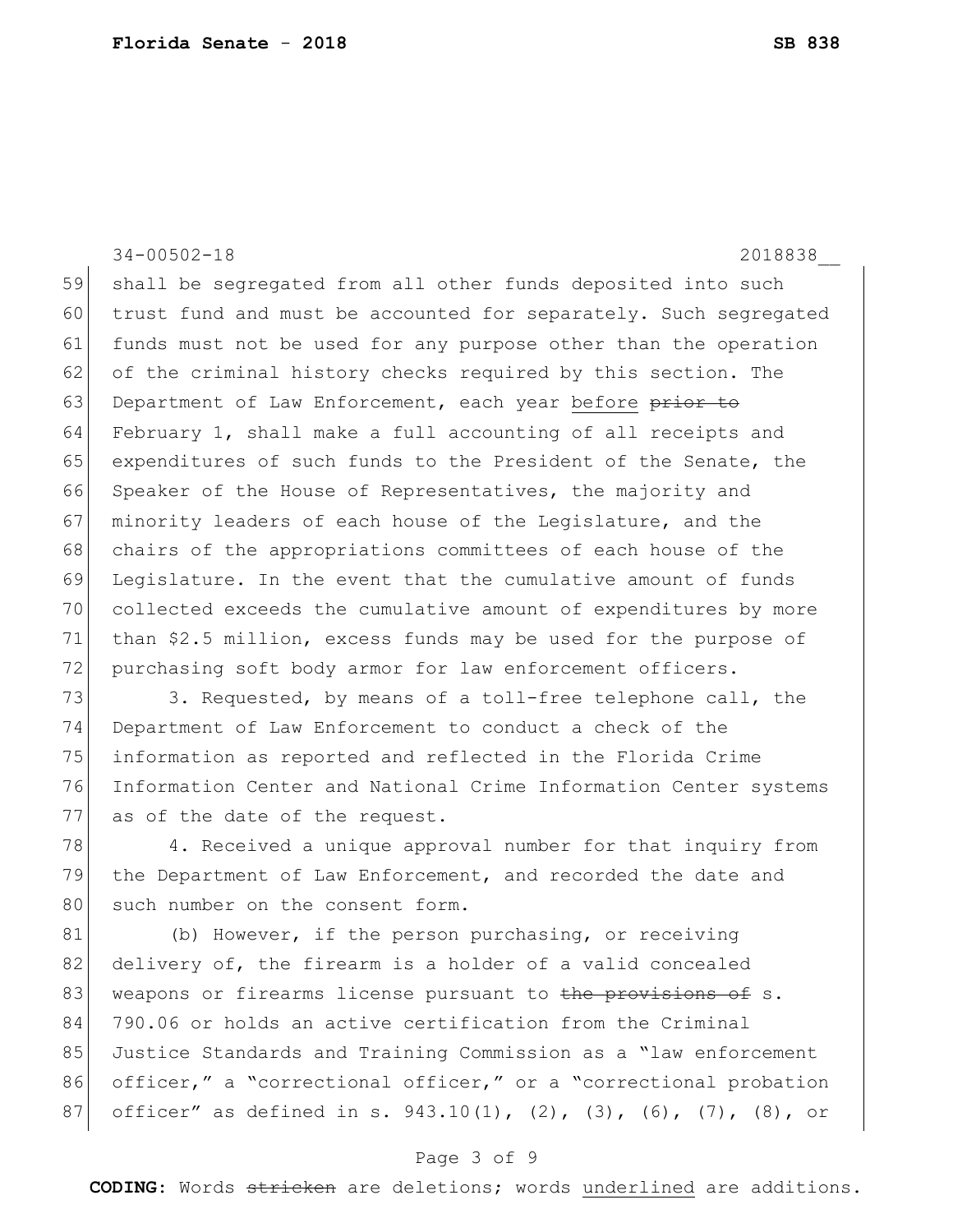shall be segregated from all other funds deposited into such trust fund and must be accounted for separately. Such segregated funds must not be used for any purpose other than the operation of the criminal history checks required by this section. The Department of Law Enforcement, each year <u>before</u> ~~prior to~~ February 1, shall make a full accounting of all receipts and expenditures of such funds to the President of the Senate, the Speaker of the House of Representatives, the majority and minority leaders of each house of the Legislature, and the chairs of the appropriations committees of each house of the Legislature. In the event that the cumulative amount of funds collected exceeds the cumulative amount of expenditures by more than $2.5 million, excess funds may be used for the purpose of purchasing soft body armor for law enforcement officers.

3. Requested, by means of a toll-free telephone call, the Department of Law Enforcement to conduct a check of the information as reported and reflected in the Florida Crime Information Center and National Crime Information Center systems as of the date of the request.

4. Received a unique approval number for that inquiry from the Department of Law Enforcement, and recorded the date and such number on the consent form.

(b) However, if the person purchasing, or receiving delivery of, the firearm is a holder of a valid concealed weapons or firearms license pursuant to ~~the provisions of~~ s. 790.06 or holds an active certification from the Criminal Justice Standards and Training Commission as a "law enforcement officer," a "correctional officer," or a "correctional probation officer" as defined in s. 943.10(1), (2), (3), (6), (7), (8), or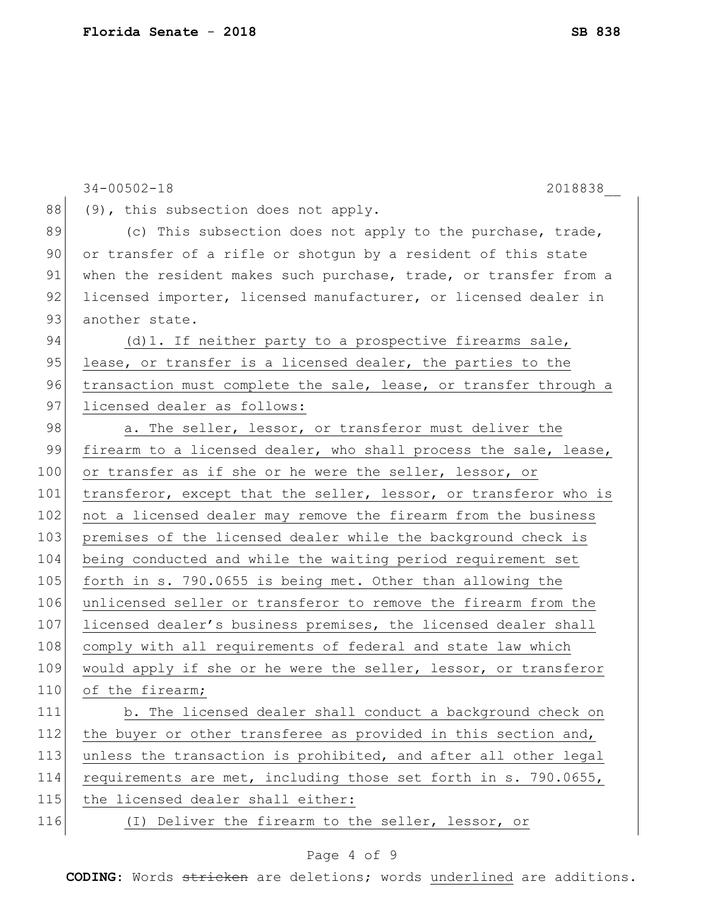34-00502-18 2018838__

(9), this subsection does not apply.

(c) This subsection does not apply to the purchase, trade, or transfer of a rifle or shotgun by a resident of this state when the resident makes such purchase, trade, or transfer from a licensed importer, licensed manufacturer, or licensed dealer in another state.

<u>(d)1. If neither party to a prospective firearms sale, lease, or transfer is a licensed dealer, the parties to the transaction must complete the sale, lease, or transfer through a licensed dealer as follows:</u>

<u>a. The seller, lessor, or transferor must deliver the firearm to a licensed dealer, who shall process the sale, lease, or transfer as if she or he were the seller, lessor, or transferor, except that the seller, lessor, or transferor who is not a licensed dealer may remove the firearm from the business premises of the licensed dealer while the background check is being conducted and while the waiting period requirement set forth in s. 790.0655 is being met. Other than allowing the unlicensed seller or transferor to remove the firearm from the licensed dealer's business premises, the licensed dealer shall comply with all requirements of federal and state law which would apply if she or he were the seller, lessor, or transferor of the firearm;</u>

<u>b. The licensed dealer shall conduct a background check on the buyer or other transferee as provided in this section and, unless the transaction is prohibited, and after all other legal requirements are met, including those set forth in s. 790.0655, the licensed dealer shall either:</u>

<u>(I) Deliver the firearm to the seller, lessor, or</u>

**CODING:** Words ~~stricken~~ are deletions; words <u>underlined</u> are additions.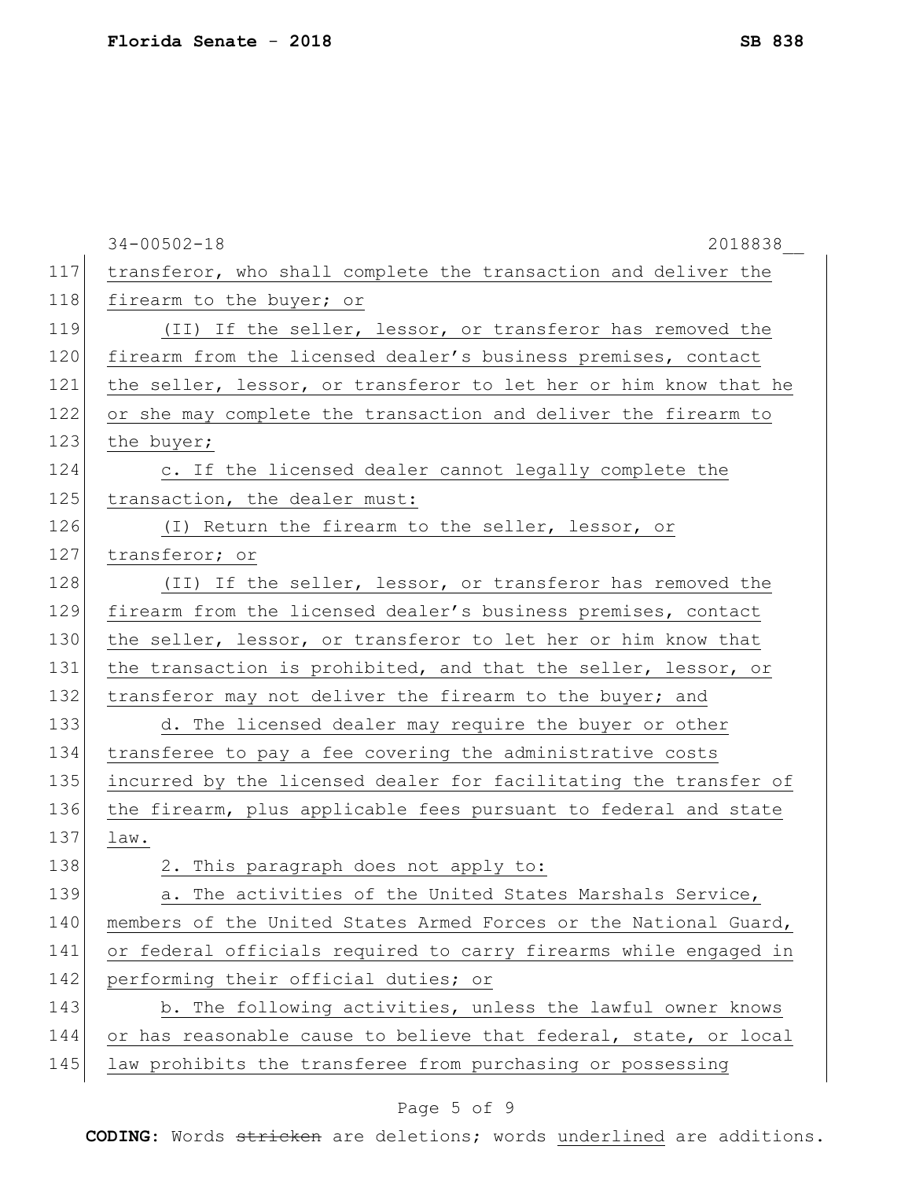transferor, who shall complete the transaction and deliver the firearm to the buyer; or

(II) If the seller, lessor, or transferor has removed the firearm from the licensed dealer's business premises, contact the seller, lessor, or transferor to let her or him know that he or she may complete the transaction and deliver the firearm to the buyer;

c. If the licensed dealer cannot legally complete the transaction, the dealer must:

(I) Return the firearm to the seller, lessor, or transferor; or

(II) If the seller, lessor, or transferor has removed the firearm from the licensed dealer's business premises, contact the seller, lessor, or transferor to let her or him know that the transaction is prohibited, and that the seller, lessor, or transferor may not deliver the firearm to the buyer; and

d. The licensed dealer may require the buyer or other transferee to pay a fee covering the administrative costs incurred by the licensed dealer for facilitating the transfer of the firearm, plus applicable fees pursuant to federal and state law.

2. This paragraph does not apply to:

a. The activities of the United States Marshals Service, members of the United States Armed Forces or the National Guard, or federal officials required to carry firearms while engaged in performing their official duties; or

b. The following activities, unless the lawful owner knows or has reasonable cause to believe that federal, state, or local law prohibits the transferee from purchasing or possessing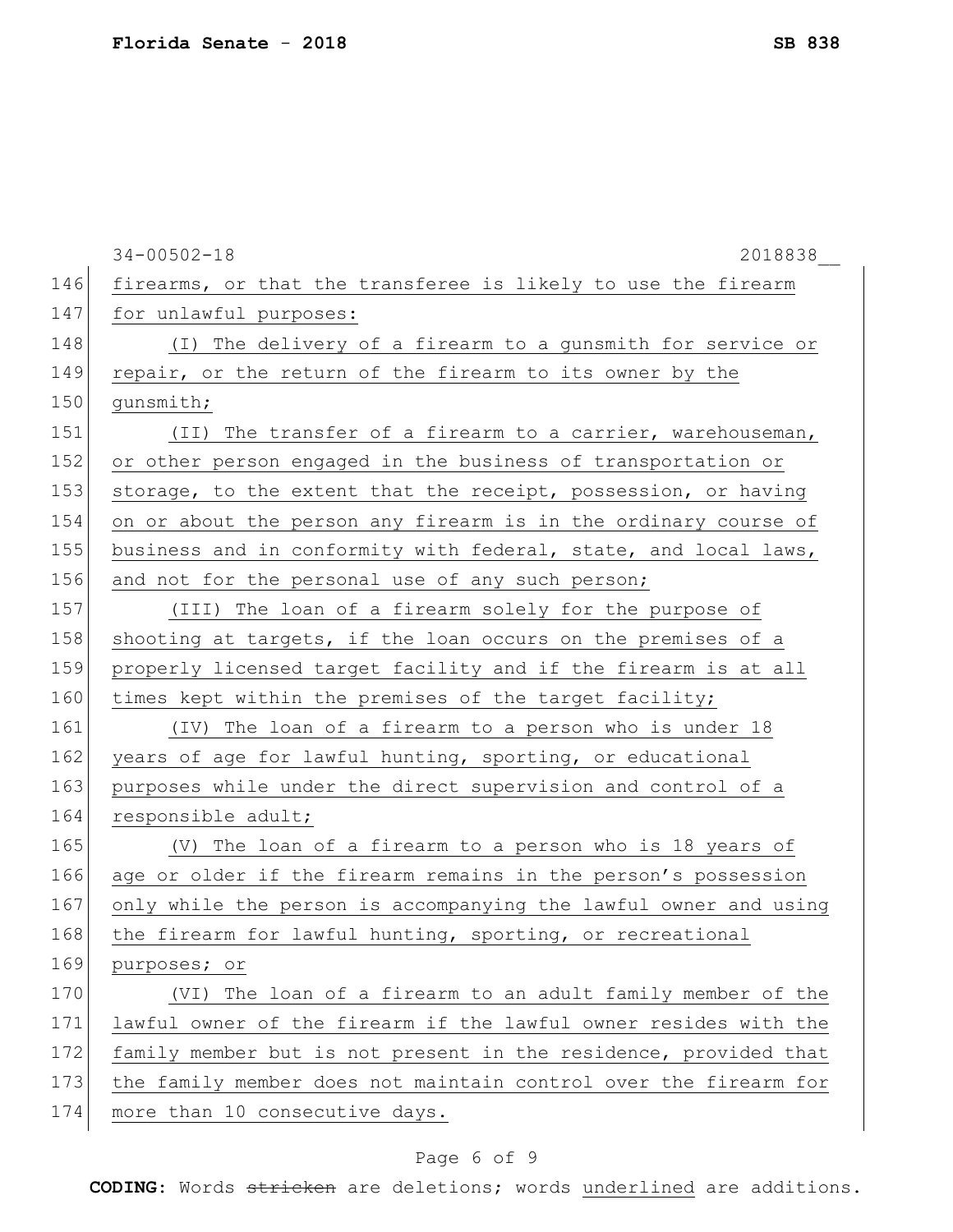firearms, or that the transferee is likely to use the firearm for unlawful purposes:

(I) The delivery of a firearm to a gunsmith for service or repair, or the return of the firearm to its owner by the gunsmith;

(II) The transfer of a firearm to a carrier, warehouseman, or other person engaged in the business of transportation or storage, to the extent that the receipt, possession, or having on or about the person any firearm is in the ordinary course of business and in conformity with federal, state, and local laws, and not for the personal use of any such person;

(III) The loan of a firearm solely for the purpose of shooting at targets, if the loan occurs on the premises of a properly licensed target facility and if the firearm is at all times kept within the premises of the target facility;

(IV) The loan of a firearm to a person who is under 18 years of age for lawful hunting, sporting, or educational purposes while under the direct supervision and control of a responsible adult;

(V) The loan of a firearm to a person who is 18 years of age or older if the firearm remains in the person's possession only while the person is accompanying the lawful owner and using the firearm for lawful hunting, sporting, or recreational purposes; or

(VI) The loan of a firearm to an adult family member of the lawful owner of the firearm if the lawful owner resides with the family member but is not present in the residence, provided that the family member does not maintain control over the firearm for more than 10 consecutive days.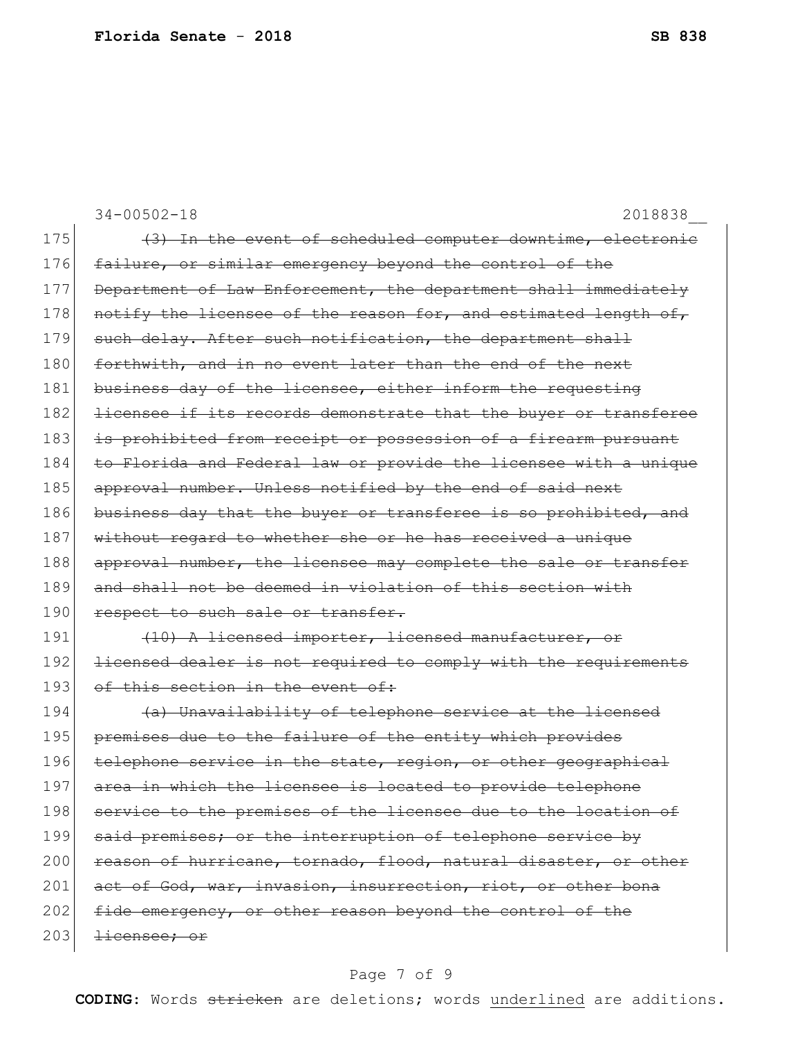34-00502-18 2018838__

175 ~~(3) In the event of scheduled computer downtime, electronic~~
176 ~~failure, or similar emergency beyond the control of the~~
177 ~~Department of Law Enforcement, the department shall immediately~~
178 ~~notify the licensee of the reason for, and estimated length of,~~
179 ~~such delay. After such notification, the department shall~~
180 ~~forthwith, and in no event later than the end of the next~~
181 ~~business day of the licensee, either inform the requesting~~
182 ~~licensee if its records demonstrate that the buyer or transferee~~
183 ~~is prohibited from receipt or possession of a firearm pursuant~~
184 ~~to Florida and Federal law or provide the licensee with a unique~~
185 ~~approval number. Unless notified by the end of said next~~
186 ~~business day that the buyer or transferee is so prohibited, and~~
187 ~~without regard to whether she or he has received a unique~~
188 ~~approval number, the licensee may complete the sale or transfer~~
189 ~~and shall not be deemed in violation of this section with~~
190 ~~respect to such sale or transfer.~~
191 ~~(10) A licensed importer, licensed manufacturer, or~~
192 ~~licensed dealer is not required to comply with the requirements~~
193 ~~of this section in the event of:~~
194 ~~(a) Unavailability of telephone service at the licensed~~
195 ~~premises due to the failure of the entity which provides~~
196 ~~telephone service in the state, region, or other geographical~~
197 ~~area in which the licensee is located to provide telephone~~
198 ~~service to the premises of the licensee due to the location of~~
199 ~~said premises; or the interruption of telephone service by~~
200 ~~reason of hurricane, tornado, flood, natural disaster, or other~~
201 ~~act of God, war, invasion, insurrection, riot, or other bona~~
202 ~~fide emergency, or other reason beyond the control of the~~
203 ~~licensee; or~~

**CODING:** Words ~~stricken~~ are deletions; words <u>underlined</u> are additions.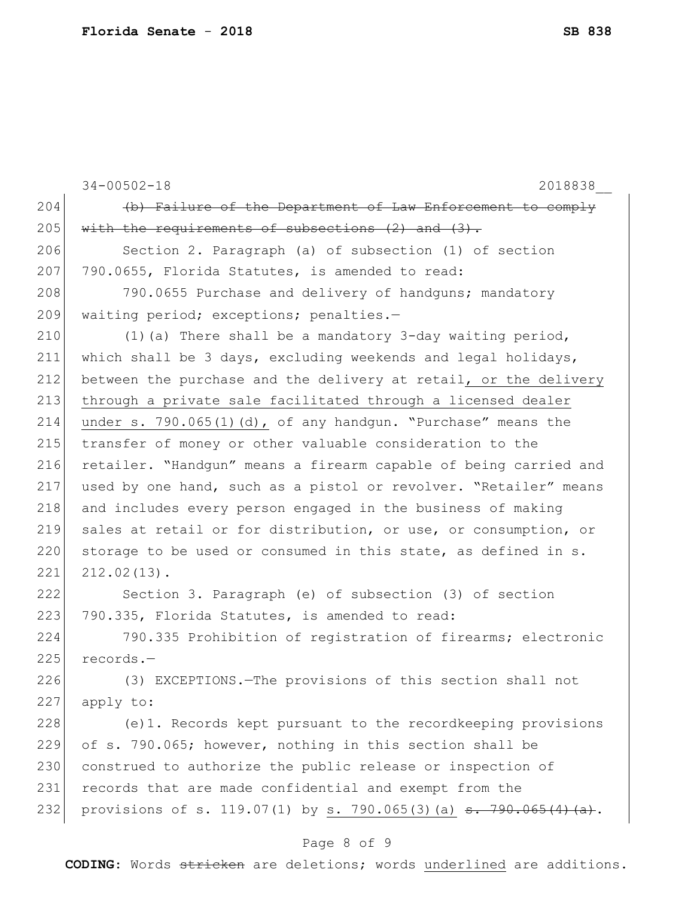~~(b) Failure of the Department of Law Enforcement to comply with the requirements of subsections (2) and (3).~~

Section 2. Paragraph (a) of subsection (1) of section 790.0655, Florida Statutes, is amended to read:

790.0655 Purchase and delivery of handguns; mandatory waiting period; exceptions; penalties.—

(1)(a) There shall be a mandatory 3-day waiting period, which shall be 3 days, excluding weekends and legal holidays, between the purchase and the delivery at retail, <u>or the delivery through a private sale facilitated through a licensed dealer under s. 790.065(1)(d),</u> of any handgun. "Purchase" means the transfer of money or other valuable consideration to the retailer. "Handgun" means a firearm capable of being carried and used by one hand, such as a pistol or revolver. "Retailer" means and includes every person engaged in the business of making sales at retail or for distribution, or use, or consumption, or storage to be used or consumed in this state, as defined in s. 212.02(13).

Section 3. Paragraph (e) of subsection (3) of section 790.335, Florida Statutes, is amended to read:

790.335 Prohibition of registration of firearms; electronic records.—

(3) EXCEPTIONS.—The provisions of this section shall not apply to:

(e)1. Records kept pursuant to the recordkeeping provisions of s. 790.065; however, nothing in this section shall be construed to authorize the public release or inspection of records that are made confidential and exempt from the provisions of s. 119.07(1) by <u>s. 790.065(3)(a)</u> ~~s. 790.065(4)(a)~~.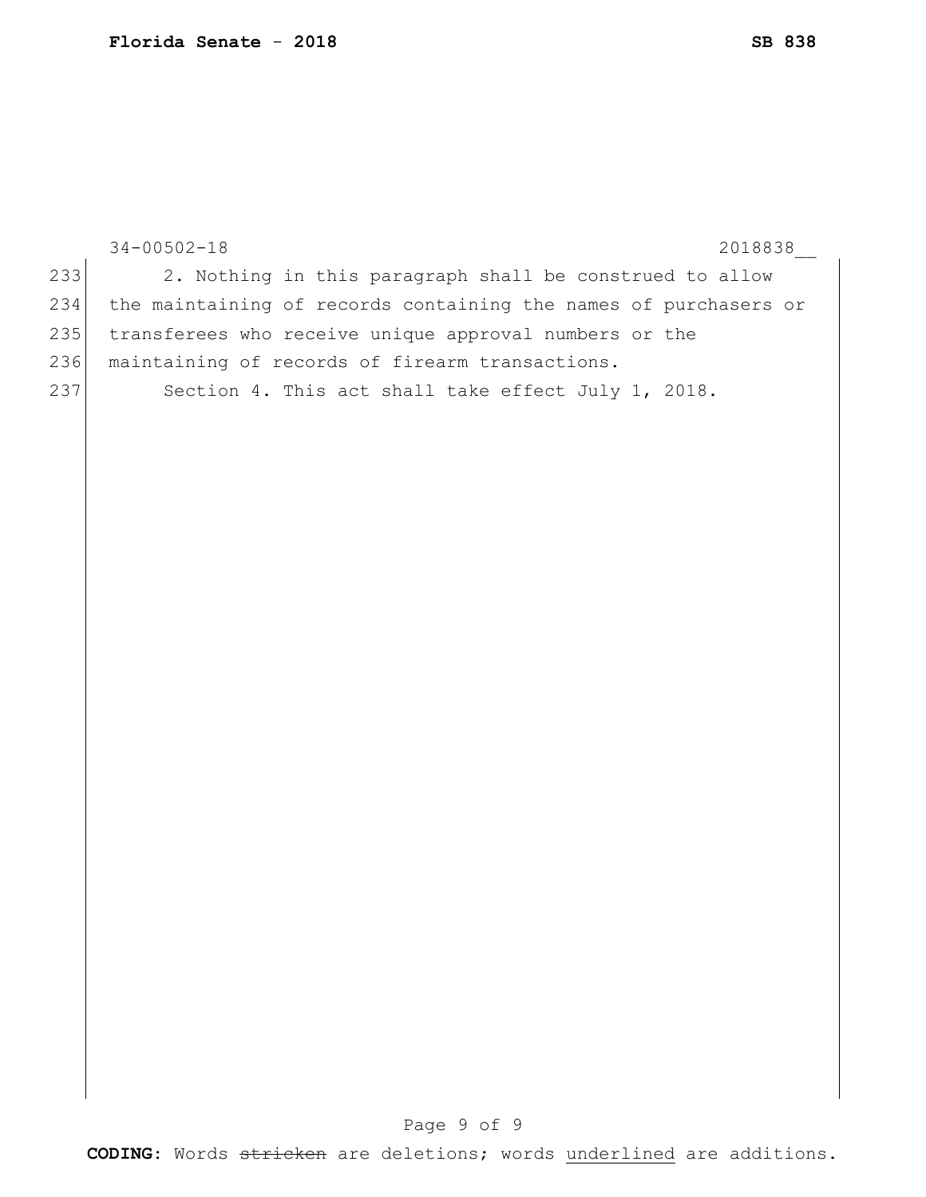34-00502-18 2018838__

233 2. Nothing in this paragraph shall be construed to allow
234 the maintaining of records containing the names of purchasers or
235 transferees who receive unique approval numbers or the
236 maintaining of records of firearm transactions.
237 Section 4. This act shall take effect July 1, 2018.

**CODING:** Words ~~stricken~~ are deletions; words <u>underlined</u> are additions.